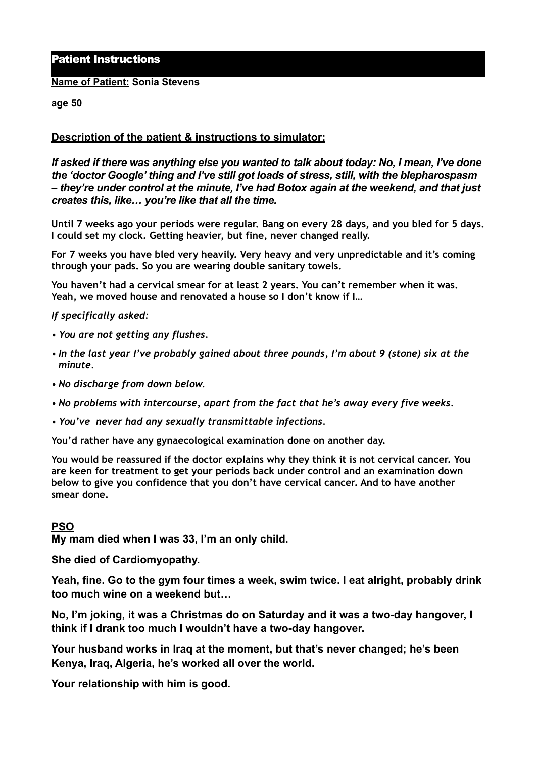# Patient Instructions

**Name of Patient: Sonia Stevens**

**age 50**

**Description of the patient & instructions to simulator:**

***If asked if there was anything else you wanted to talk about today: No, I mean, I've done the 'doctor Google' thing and I've still got loads of stress, still, with the blepharospasm – they're under control at the minute, I've had Botox again at the weekend, and that just creates this, like… you're like that all the time.***

**Until 7 weeks ago your periods were regular. Bang on every 28 days, and you bled for 5 days. I could set my clock. Getting heavier, but fine, never changed really.**

**For 7 weeks you have bled very heavily. Very heavy and very unpredictable and it's coming through your pads. So you are wearing double sanitary towels.**

**You haven't had a cervical smear for at least 2 years. You can't remember when it was. Yeah, we moved house and renovated a house so I don't know if I…**

*If specifically asked:*

- *You are not getting any flushes.*
- *In the last year I've probably gained about three pounds, I'm about 9 (stone) six at the minute.*
- *No discharge from down below.*
- *No problems with intercourse, apart from the fact that he's away every five weeks.*
- *You've never had any sexually transmittable infections.*

**You'd rather have any gynaecological examination done on another day.**

**You would be reassured if the doctor explains why they think it is not cervical cancer. You are keen for treatment to get your periods back under control and an examination down below to give you confidence that you don't have cervical cancer. And to have another smear done.**

**PSO**

**My mam died when I was 33, I'm an only child.**

**She died of Cardiomyopathy.**

**Yeah, fine. Go to the gym four times a week, swim twice. I eat alright, probably drink too much wine on a weekend but…**

**No, I'm joking, it was a Christmas do on Saturday and it was a two-day hangover, I think if I drank too much I wouldn't have a two-day hangover.**

**Your husband works in Iraq at the moment, but that's never changed; he's been Kenya, Iraq, Algeria, he's worked all over the world.**

**Your relationship with him is good.**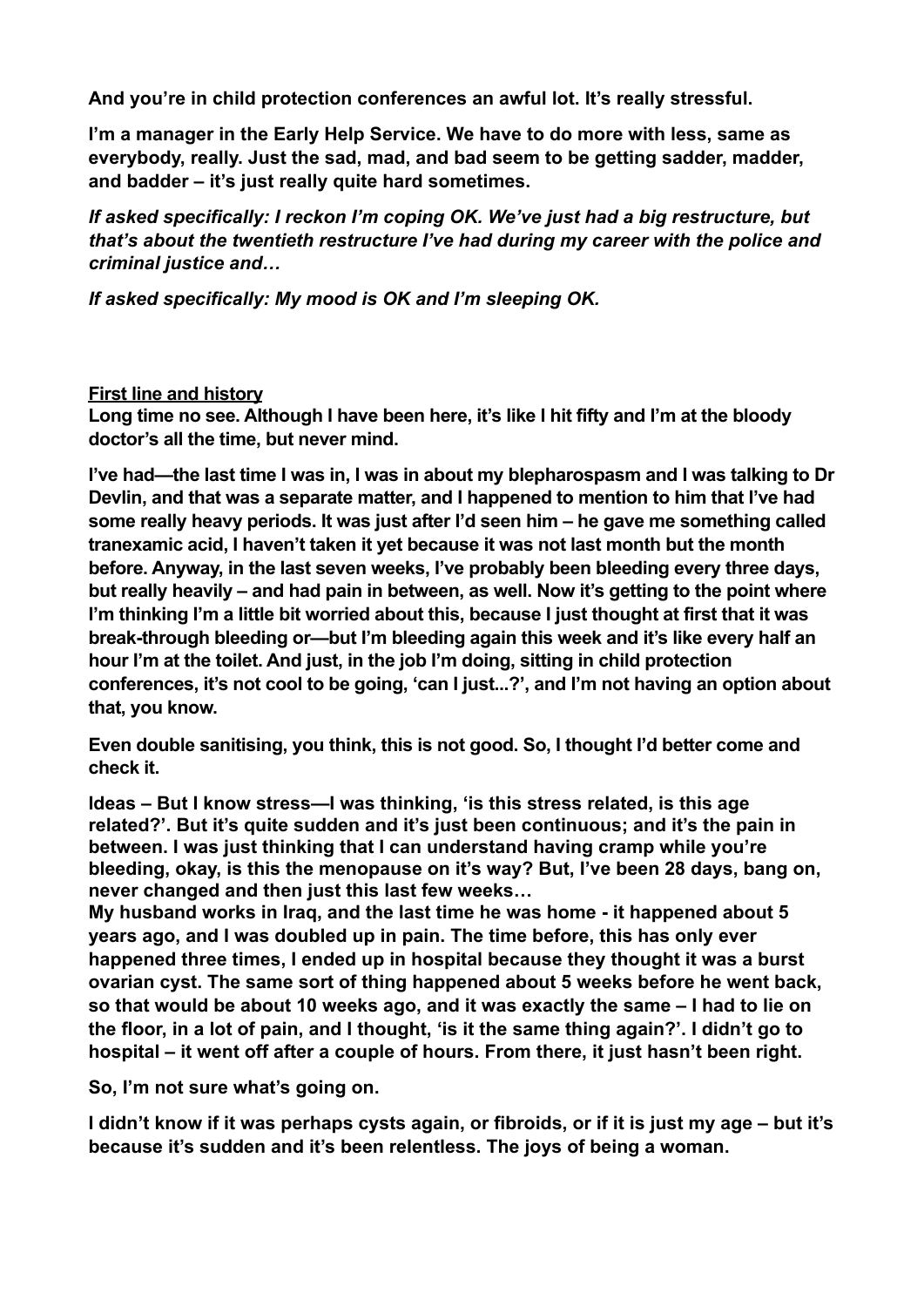**And you're in child protection conferences an awful lot. It's really stressful.**

**I'm a manager in the Early Help Service. We have to do more with less, same as everybody, really. Just the sad, mad, and bad seem to be getting sadder, madder, and badder – it's just really quite hard sometimes.**

***If asked specifically: I reckon I'm coping OK. We've just had a big restructure, but that's about the twentieth restructure I've had during my career with the police and criminal justice and…***

***If asked specifically: My mood is OK and I'm sleeping OK.***

**First line and history**

**Long time no see. Although I have been here, it's like I hit fifty and I'm at the bloody doctor's all the time, but never mind.**

**I've had—the last time I was in, I was in about my blepharospasm and I was talking to Dr Devlin, and that was a separate matter, and I happened to mention to him that I've had some really heavy periods. It was just after I'd seen him – he gave me something called tranexamic acid, I haven't taken it yet because it was not last month but the month before. Anyway, in the last seven weeks, I've probably been bleeding every three days, but really heavily – and had pain in between, as well. Now it's getting to the point where I'm thinking I'm a little bit worried about this, because I just thought at first that it was break-through bleeding or—but I'm bleeding again this week and it's like every half an hour I'm at the toilet. And just, in the job I'm doing, sitting in child protection conferences, it's not cool to be going, 'can I just...?', and I'm not having an option about that, you know.**

**Even double sanitising, you think, this is not good. So, I thought I'd better come and check it.**

**Ideas – But I know stress—I was thinking, 'is this stress related, is this age related?'. But it's quite sudden and it's just been continuous; and it's the pain in between. I was just thinking that I can understand having cramp while you're bleeding, okay, is this the menopause on it's way? But, I've been 28 days, bang on, never changed and then just this last few weeks…**
**My husband works in Iraq, and the last time he was home - it happened about 5 years ago, and I was doubled up in pain. The time before, this has only ever happened three times, I ended up in hospital because they thought it was a burst ovarian cyst. The same sort of thing happened about 5 weeks before he went back, so that would be about 10 weeks ago, and it was exactly the same – I had to lie on the floor, in a lot of pain, and I thought, 'is it the same thing again?'. I didn't go to hospital – it went off after a couple of hours. From there, it just hasn't been right.**

**So, I'm not sure what's going on.**

**I didn't know if it was perhaps cysts again, or fibroids, or if it is just my age – but it's because it's sudden and it's been relentless. The joys of being a woman.**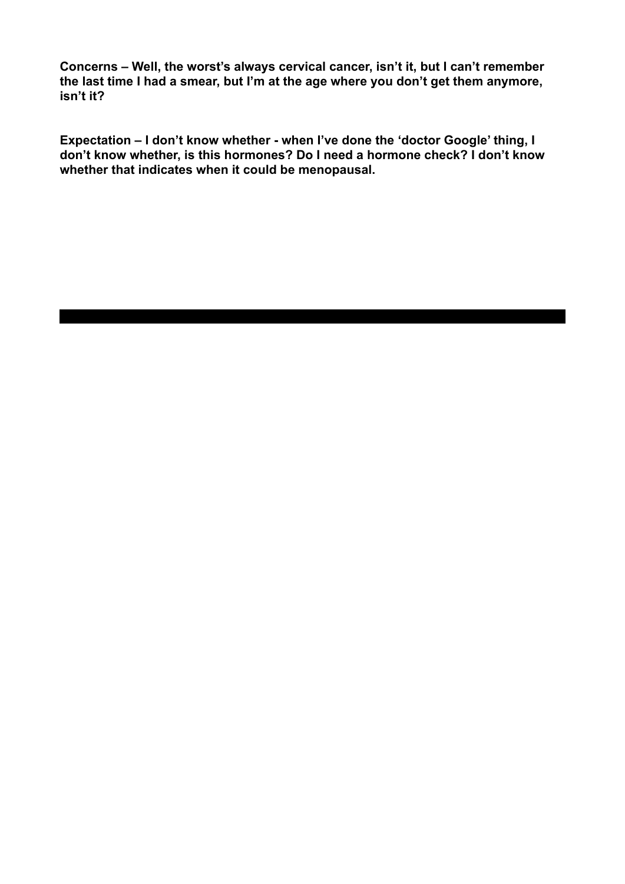**Concerns – Well, the worst's always cervical cancer, isn't it, but I can't remember the last time I had a smear, but I'm at the age where you don't get them anymore, isn't it?**

**Expectation – I don't know whether - when I've done the 'doctor Google' thing, I don't know whether, is this hormones? Do I need a hormone check? I don't know whether that indicates when it could be menopausal.**